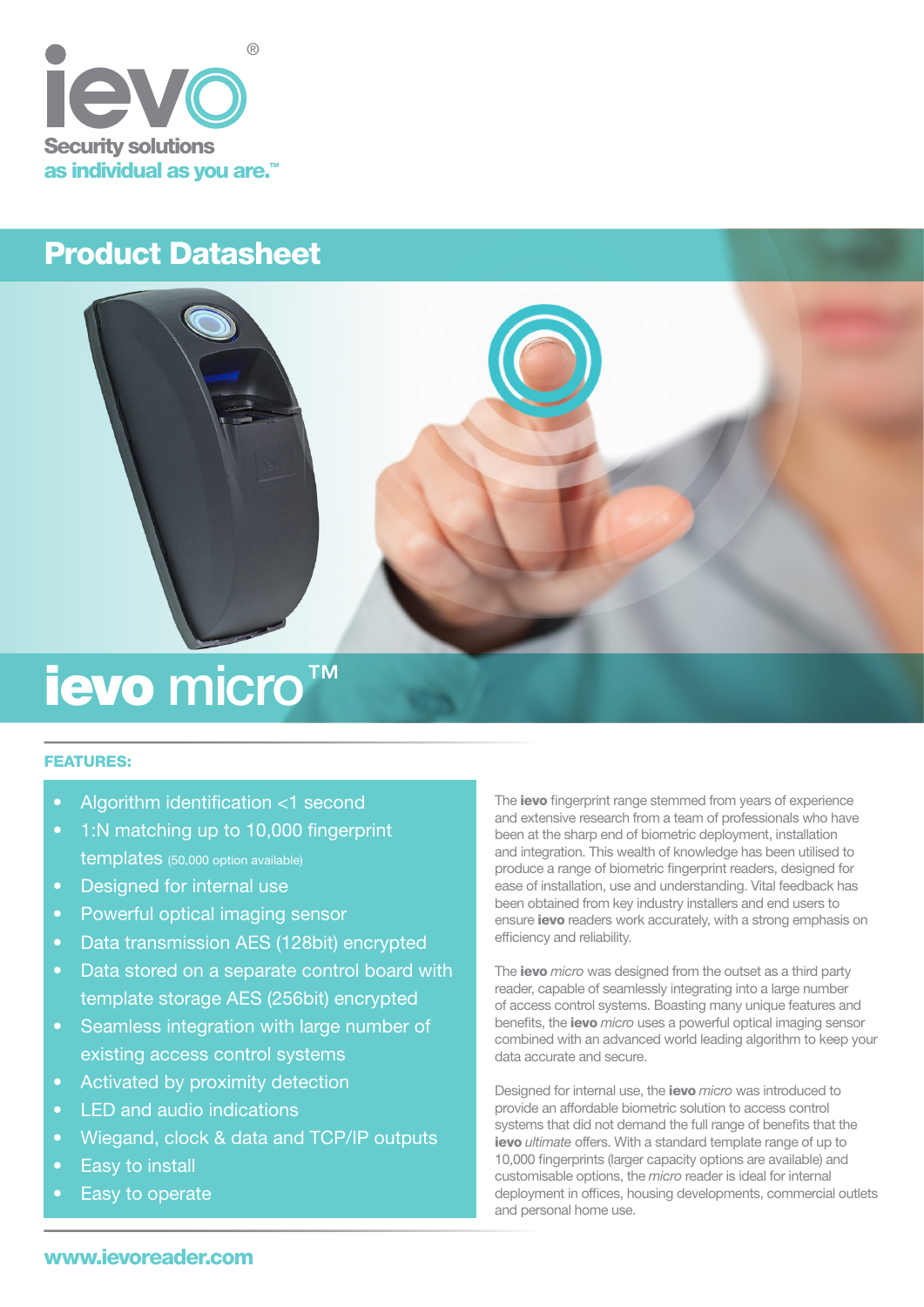# ievo®

**Security solutions**
**as individual as you are.™**

## Product Datasheet

# ievo micro™

### FEATURES:

- Algorithm identification <1 second
- 1:N matching up to 10,000 fingerprint templates (50,000 option available)
- Designed for internal use
- Powerful optical imaging sensor
- Data transmission AES (128bit) encrypted
- Data stored on a separate control board with template storage AES (256bit) encrypted
- Seamless integration with large number of existing access control systems
- Activated by proximity detection
- LED and audio indications
- Wiegand, clock & data and TCP/IP outputs
- Easy to install
- Easy to operate

The **ievo** fingerprint range stemmed from years of experience and extensive research from a team of professionals who have been at the sharp end of biometric deployment, installation and integration. This wealth of knowledge has been utilised to produce a range of biometric fingerprint readers, designed for ease of installation, use and understanding. Vital feedback has been obtained from key industry installers and end users to ensure **ievo** readers work accurately, with a strong emphasis on efficiency and reliability.

The **ievo** *micro* was designed from the outset as a third party reader, capable of seamlessly integrating into a large number of access control systems. Boasting many unique features and benefits, the **ievo** *micro* uses a powerful optical imaging sensor combined with an advanced world leading algorithm to keep your data accurate and secure.

Designed for internal use, the **ievo** *micro* was introduced to provide an affordable biometric solution to access control systems that did not demand the full range of benefits that the **ievo** *ultimate* offers. With a standard template range of up to 10,000 fingerprints (larger capacity options are available) and customisable options, the *micro* reader is ideal for internal deployment in offices, housing developments, commercial outlets and personal home use.

**www.ievoreader.com**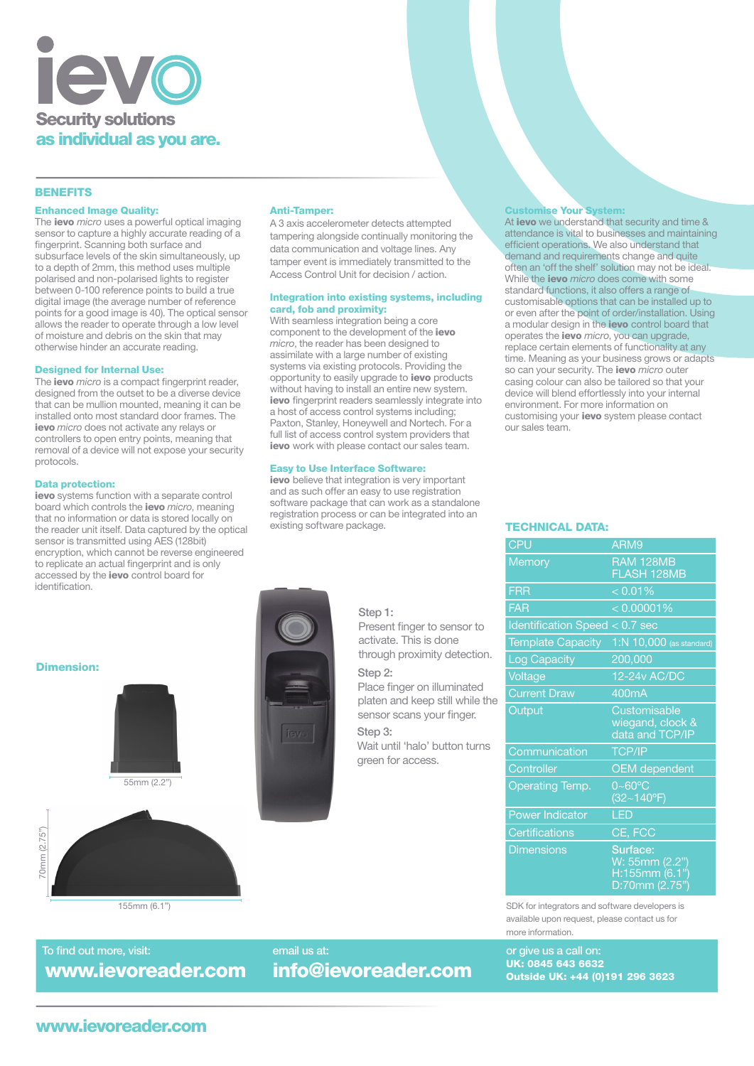# ievo

**Security solutions**
**as individual as you are.**

## BENEFITS

### Enhanced Image Quality:

The **ievo** *micro* uses a powerful optical imaging sensor to capture a highly accurate reading of a fingerprint. Scanning both surface and subsurface levels of the skin simultaneously, up to a depth of 2mm, this method uses multiple polarised and non-polarised lights to register between 0-100 reference points to build a true digital image (the average number of reference points for a good image is 40). The optical sensor allows the reader to operate through a low level of moisture and debris on the skin that may otherwise hinder an accurate reading.

### Designed for Internal Use:

The **ievo** *micro* is a compact fingerprint reader, designed from the outset to be a diverse device that can be mullion mounted, meaning it can be installed onto most standard door frames. The **ievo** *micro* does not activate any relays or controllers to open entry points, meaning that removal of a device will not expose your security protocols.

### Data protection:

**ievo** systems function with a separate control board which controls the **ievo** *micro*, meaning that no information or data is stored locally on the reader unit itself. Data captured by the optical sensor is transmitted using AES (128bit) encryption, which cannot be reverse engineered to replicate an actual fingerprint and is only accessed by the **ievo** control board for identification.

### Anti-Tamper:

A 3 axis accelerometer detects attempted tampering alongside continually monitoring the data communication and voltage lines. Any tamper event is immediately transmitted to the Access Control Unit for decision / action.

### Integration into existing systems, including card, fob and proximity:

With seamless integration being a core component to the development of the **ievo** *micro*, the reader has been designed to assimilate with a large number of existing systems via existing protocols. Providing the opportunity to easily upgrade to **ievo** products without having to install an entire new system. **ievo** fingerprint readers seamlessly integrate into a host of access control systems including; Paxton, Stanley, Honeywell and Nortech. For a full list of access control system providers that **ievo** work with please contact our sales team.

### Easy to Use Interface Software:

**ievo** believe that integration is very important and as such offer an easy to use registration software package that can work as a standalone registration process or can be integrated into an existing software package.

### Customise Your System:

At **ievo** we understand that security and time & attendance is vital to businesses and maintaining efficient operations. We also understand that demand and requirements change and quite often an 'off the shelf' solution may not be ideal. While the **ievo** *micro* does come with some standard functions, it also offers a range of customisable options that can be installed up to or even after the point of order/installation. Using a modular design in the **ievo** control board that operates the **ievo** *micro*, you can upgrade, replace certain elements of functionality at any time. Meaning as your business grows or adapts so can your security. The **ievo** *micro* outer casing colour can also be tailored so that your device will blend effortlessly into your internal environment. For more information on customising your **ievo** system please contact our sales team.

### Dimension:

55mm (2.2")

70mm (2.75")

155mm (6.1")

Step 1:
Present finger to sensor to activate. This is done through proximity detection.

Step 2:
Place finger on illuminated platen and keep still while the sensor scans your finger.

Step 3:
Wait until 'halo' button turns green for access.

## TECHNICAL DATA:

| | |
|---|---|
| CPU | ARM9 |
| Memory | RAM 128MB<br>FLASH 128MB |
| FRR | < 0.01% |
| FAR | < 0.00001% |
| Identification Speed | < 0.7 sec |
| Template Capacity | 1:N 10,000 (as standard) |
| Log Capacity | 200,000 |
| Voltage | 12-24v AC/DC |
| Current Draw | 400mA |
| Output | Customisable wiegand, clock & data and TCP/IP |
| Communication | TCP/IP |
| Controller | OEM dependent |
| Operating Temp. | 0~60°C<br>(32~140°F) |
| Power Indicator | LED |
| Certifications | CE, FCC |
| Dimensions | Surface:<br>W: 55mm (2.2")<br>H:155mm (6.1")<br>D:70mm (2.75") |

SDK for integrators and software developers is available upon request, please contact us for more information.

To find out more, visit:
**www.ievoreader.com**

email us at:
**info@ievoreader.com**

or give us a call on:
**UK: 0845 643 6632**
**Outside UK: +44 (0)191 296 3623**

**www.ievoreader.com**